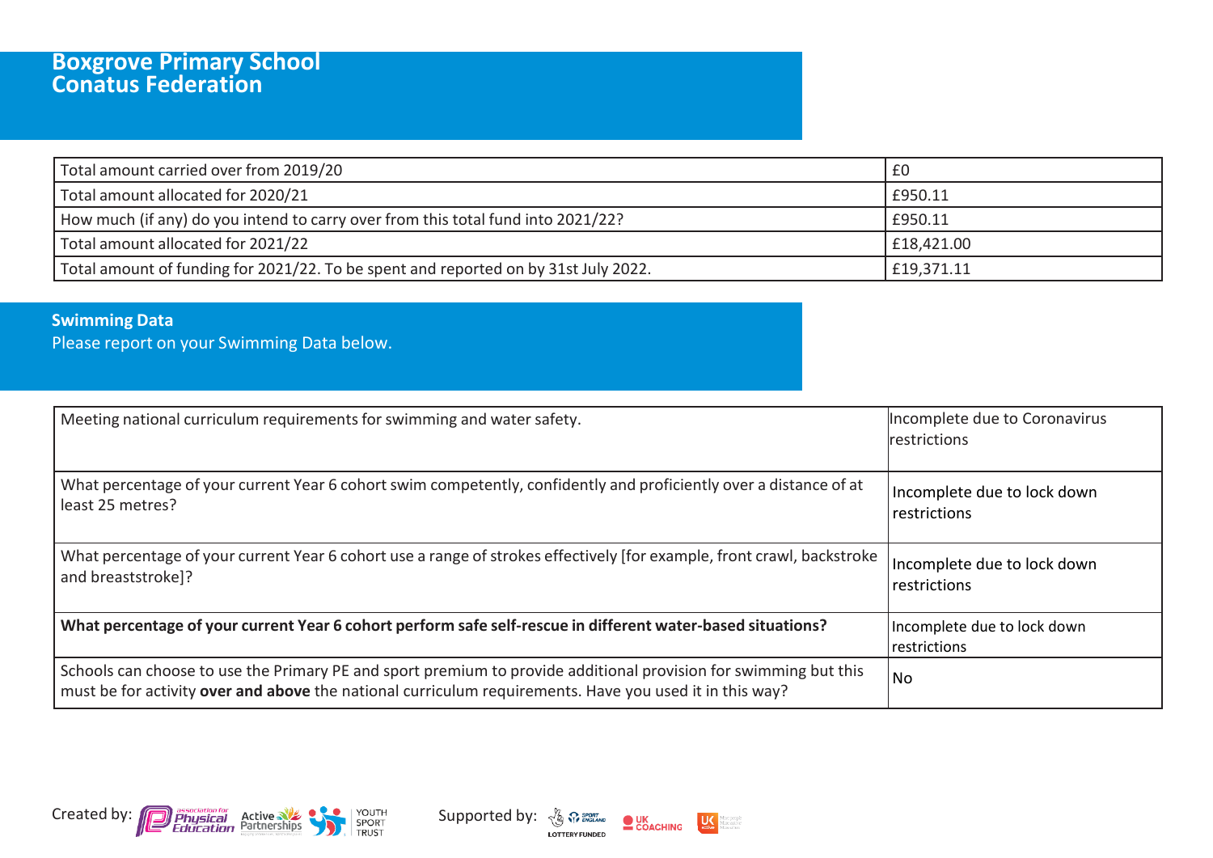# Boxgrove Primary School
# Conatus Federation

| | |
|---|---|
| Total amount carried over from 2019/20 | £0 |
| Total amount allocated for 2020/21 | £950.11 |
| How much (if any) do you intend to carry over from this total fund into 2021/22? | £950.11 |
| Total amount allocated for 2021/22 | £18,421.00 |
| Total amount of funding for 2021/22. To be spent and reported on by 31st July 2022. | £19,371.11 |

## Swimming Data

Please report on your Swimming Data below.

| | |
|---|---|
| Meeting national curriculum requirements for swimming and water safety. | Incomplete due to Coronavirus restrictions |
| What percentage of your current Year 6 cohort swim competently, confidently and proficiently over a distance of at least 25 metres? | Incomplete due to lock down restrictions |
| What percentage of your current Year 6 cohort use a range of strokes effectively [for example, front crawl, backstroke and breaststroke]? | Incomplete due to lock down restrictions |
| **What percentage of your current Year 6 cohort perform safe self-rescue in different water-based situations?** | Incomplete due to lock down restrictions |
| Schools can choose to use the Primary PE and sport premium to provide additional provision for swimming but this must be for activity **over and above** the national curriculum requirements. Have you used it in this way? | No |

Created by: Association for Physical Education, Active Partnerships, Youth Sport Trust

Supported by: Sport England (Lottery Funded), UK Coaching, UK Active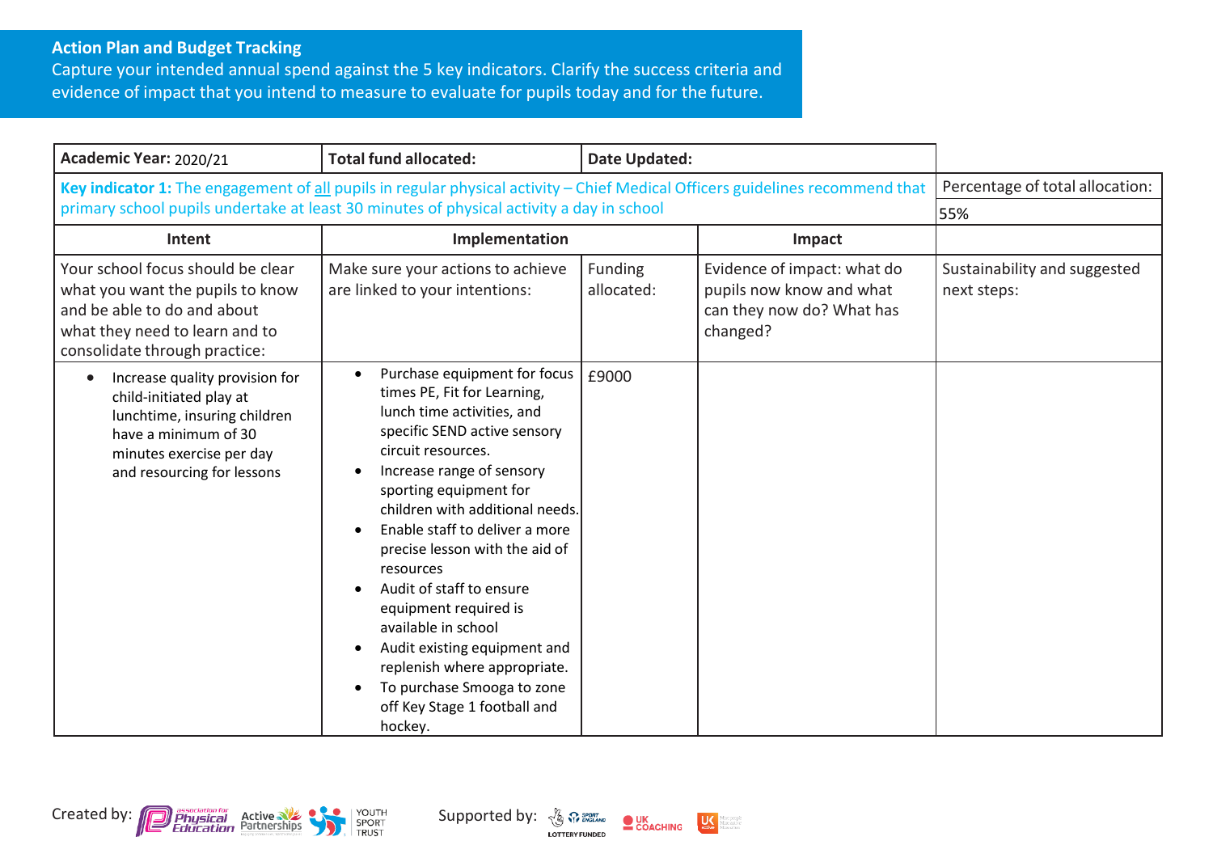## Action Plan and Budget Tracking

Capture your intended annual spend against the 5 key indicators. Clarify the success criteria and evidence of impact that you intend to measure to evaluate for pupils today and for the future.

| **Academic Year:** 2020/21 | **Total fund allocated:** | **Date Updated:** | | |
|---|---|---|---|---|
| **Key indicator 1:** The engagement of all pupils in regular physical activity – Chief Medical Officers guidelines recommend that primary school pupils undertake at least 30 minutes of physical activity a day in school | | | | Percentage of total allocation: 55% |
| **Intent** | **Implementation** | | **Impact** | |
| Your school focus should be clear what you want the pupils to know and be able to do and about what they need to learn and to consolidate through practice: | Make sure your actions to achieve are linked to your intentions: | Funding allocated: | Evidence of impact: what do pupils now know and what can they now do? What has changed? | Sustainability and suggested next steps: |
| • Increase quality provision for child-initiated play at lunchtime, insuring children have a minimum of 30 minutes exercise per day and resourcing for lessons | • Purchase equipment for focus times PE, Fit for Learning, lunch time activities, and specific SEND active sensory circuit resources.<br>• Increase range of sensory sporting equipment for children with additional needs.<br>• Enable staff to deliver a more precise lesson with the aid of resources<br>• Audit of staff to ensure equipment required is available in school<br>• Audit existing equipment and replenish where appropriate.<br>• To purchase Smooga to zone off Key Stage 1 football and hockey. | £9000 | | |

Created by: Association for Physical Education, Active Partnerships, Youth Sport Trust

Supported by: Sport England (Lottery Funded), UK Coaching, UK Active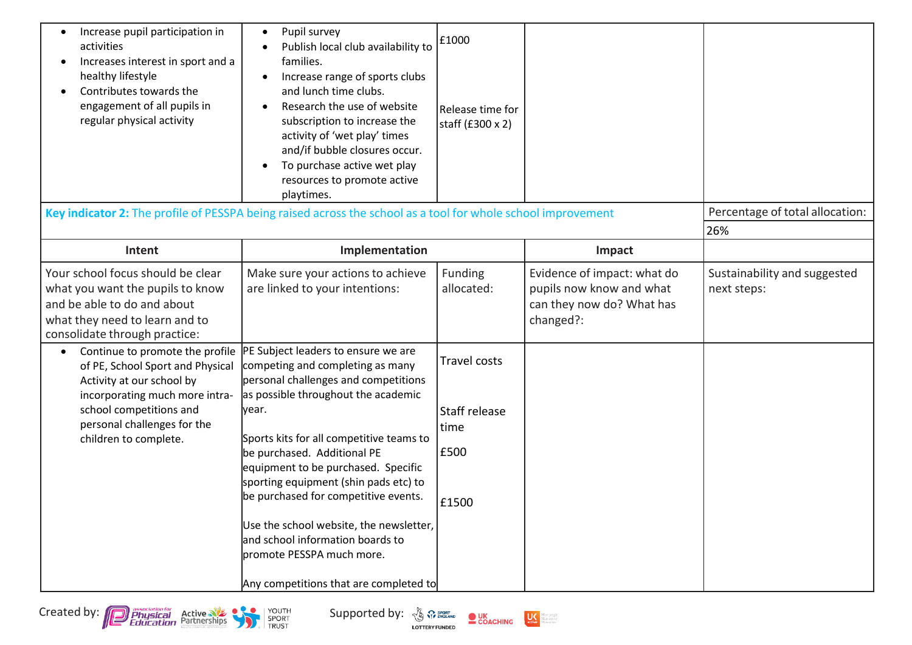| | | | | |
|---|---|---|---|---|
| • Increase pupil participation in activities<br>• Increases interest in sport and a healthy lifestyle<br>• Contributes towards the engagement of all pupils in regular physical activity | • Pupil survey<br>• Publish local club availability to families.<br>• Increase range of sports clubs and lunch time clubs.<br>• Research the use of website subscription to increase the activity of 'wet play' times and/if bubble closures occur.<br>• To purchase active wet play resources to promote active playtimes. | £1000<br><br>Release time for staff (£300 x 2) | | |

| **Key indicator 2:** The profile of PESSPA being raised across the school as a tool for whole school improvement | | | | Percentage of total allocation: |
|---|---|---|---|---|
| | | | | 26% |
| **Intent** | **Implementation** | | **Impact** | |
| Your school focus should be clear what you want the pupils to know and be able to do and about what they need to learn and to consolidate through practice: | Make sure your actions to achieve are linked to your intentions: | Funding allocated: | Evidence of impact: what do pupils now know and what can they now do? What has changed?: | Sustainability and suggested next steps: |
| • Continue to promote the profile of PE, School Sport and Physical Activity at our school by incorporating much more intra-school competitions and personal challenges for the children to complete. | PE Subject leaders to ensure we are competing and completing as many personal challenges and competitions as possible throughout the academic year.<br><br>Sports kits for all competitive teams to be purchased. Additional PE equipment to be purchased. Specific sporting equipment (shin pads etc) to be purchased for competitive events.<br><br>Use the school website, the newsletter, and school information boards to promote PESSPA much more.<br><br>Any competitions that are completed to | Travel costs<br><br>Staff release time<br><br>£500<br><br>£1500 | | |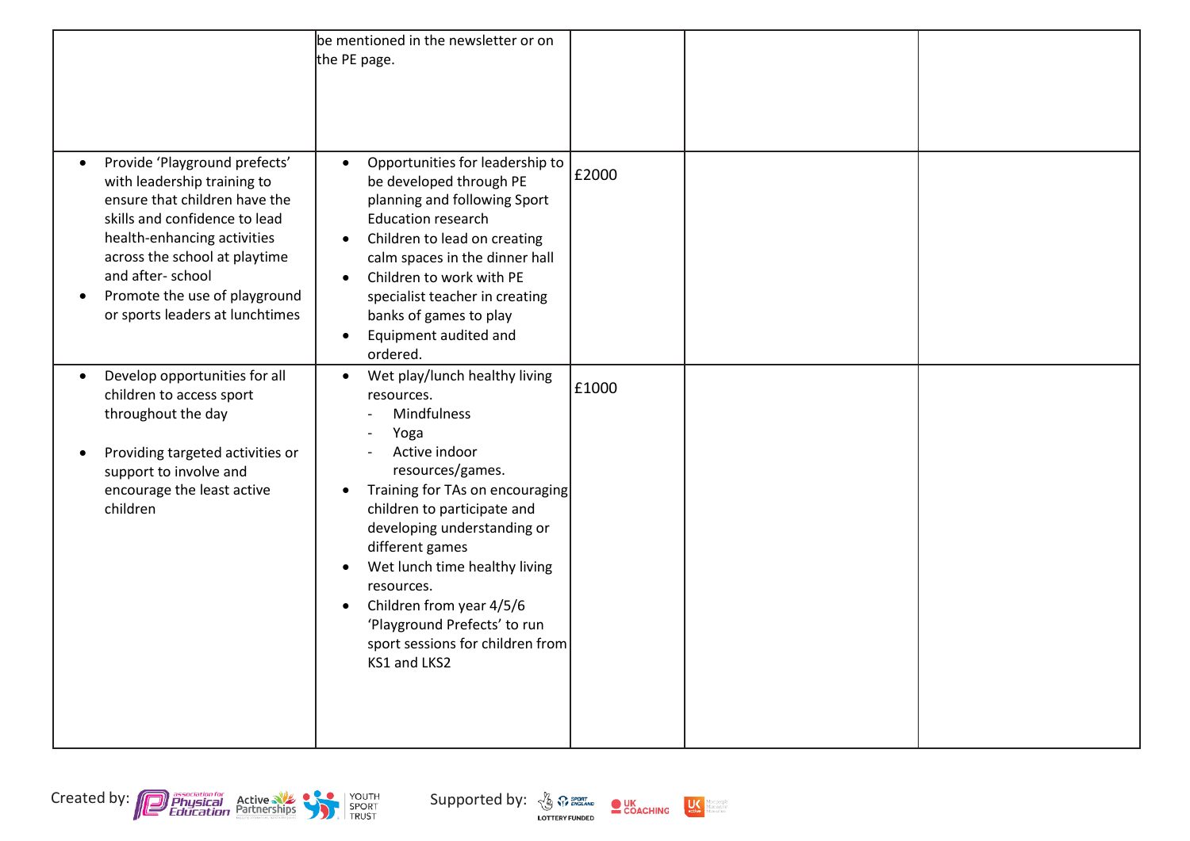| | | | | |
|---|---|---|---|---|
| | be mentioned in the newsletter or on the PE page. | | | |
| • Provide 'Playground prefects' with leadership training to ensure that children have the skills and confidence to lead health-enhancing activities across the school at playtime and after- school<br>• Promote the use of playground or sports leaders at lunchtimes | • Opportunities for leadership to be developed through PE planning and following Sport Education research<br>• Children to lead on creating calm spaces in the dinner hall<br>• Children to work with PE specialist teacher in creating banks of games to play<br>• Equipment audited and ordered. | £2000 | | |
| • Develop opportunities for all children to access sport throughout the day<br><br>• Providing targeted activities or support to involve and encourage the least active children | • Wet play/lunch healthy living resources.<br>  - Mindfulness<br>  - Yoga<br>  - Active indoor resources/games.<br>• Training for TAs on encouraging children to participate and developing understanding or different games<br>• Wet lunch time healthy living resources.<br>• Children from year 4/5/6 'Playground Prefects' to run sport sessions for children from KS1 and LKS2 | £1000 | | |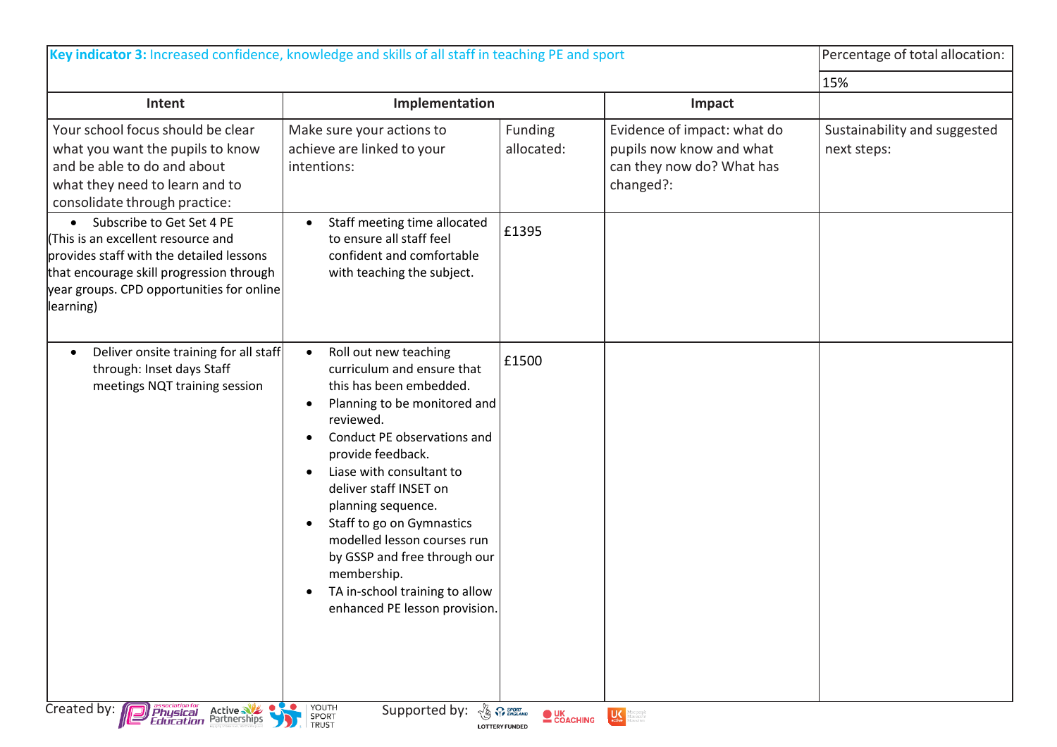| **Key indicator 3:** Increased confidence, knowledge and skills of all staff in teaching PE and sport | | | | Percentage of total allocation: |
|---|---|---|---|---|
| | | | | 15% |
| **Intent** | **Implementation** | | **Impact** | |
| Your school focus should be clear what you want the pupils to know and be able to do and about what they need to learn and to consolidate through practice: | Make sure your actions to achieve are linked to your intentions: | Funding allocated: | Evidence of impact: what do pupils now know and what can they now do? What has changed?: | Sustainability and suggested next steps: |
| • Subscribe to Get Set 4 PE (This is an excellent resource and provides staff with the detailed lessons that encourage skill progression through year groups. CPD opportunities for online learning) | • Staff meeting time allocated to ensure all staff feel confident and comfortable with teaching the subject. | £1395 | | |
| • Deliver onsite training for all staff through: Inset days Staff meetings NQT training session | • Roll out new teaching curriculum and ensure that this has been embedded.<br>• Planning to be monitored and reviewed.<br>• Conduct PE observations and provide feedback.<br>• Liase with consultant to deliver staff INSET on planning sequence.<br>• Staff to go on Gymnastics modelled lesson courses run by GSSP and free through our membership.<br>• TA in-school training to allow enhanced PE lesson provision. | £1500 | | |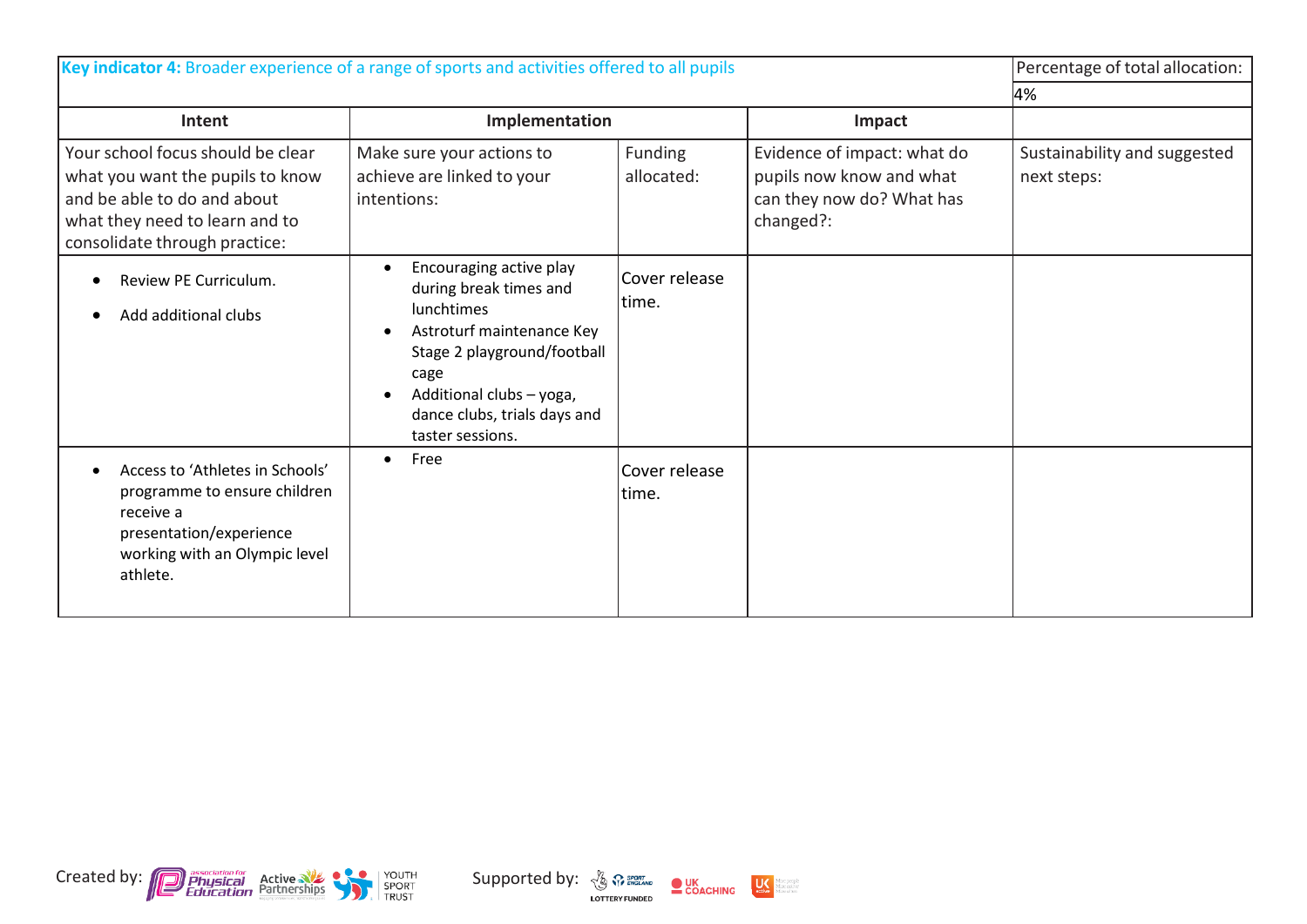| **Key indicator 4:** Broader experience of a range of sports and activities offered to all pupils | | | | Percentage of total allocation: |
|---|---|---|---|---|
| | | | | 4% |
| **Intent** | **Implementation** | | **Impact** | |
| Your school focus should be clear what you want the pupils to know and be able to do and about what they need to learn and to consolidate through practice: | Make sure your actions to achieve are linked to your intentions: | Funding allocated: | Evidence of impact: what do pupils now know and what can they now do? What has changed?: | Sustainability and suggested next steps: |
| • Review PE Curriculum.<br>• Add additional clubs | • Encouraging active play during break times and lunchtimes<br>• Astroturf maintenance Key Stage 2 playground/football cage<br>• Additional clubs – yoga, dance clubs, trials days and taster sessions. | Cover release time. | | |
| • Access to 'Athletes in Schools' programme to ensure children receive a presentation/experience working with an Olympic level athlete. | • Free | Cover release time. | | |

Created by: association for Physical Education, Active Partnerships, Youth Sport Trust

Supported by: Sport England Lottery Funded, UK Coaching, UK Active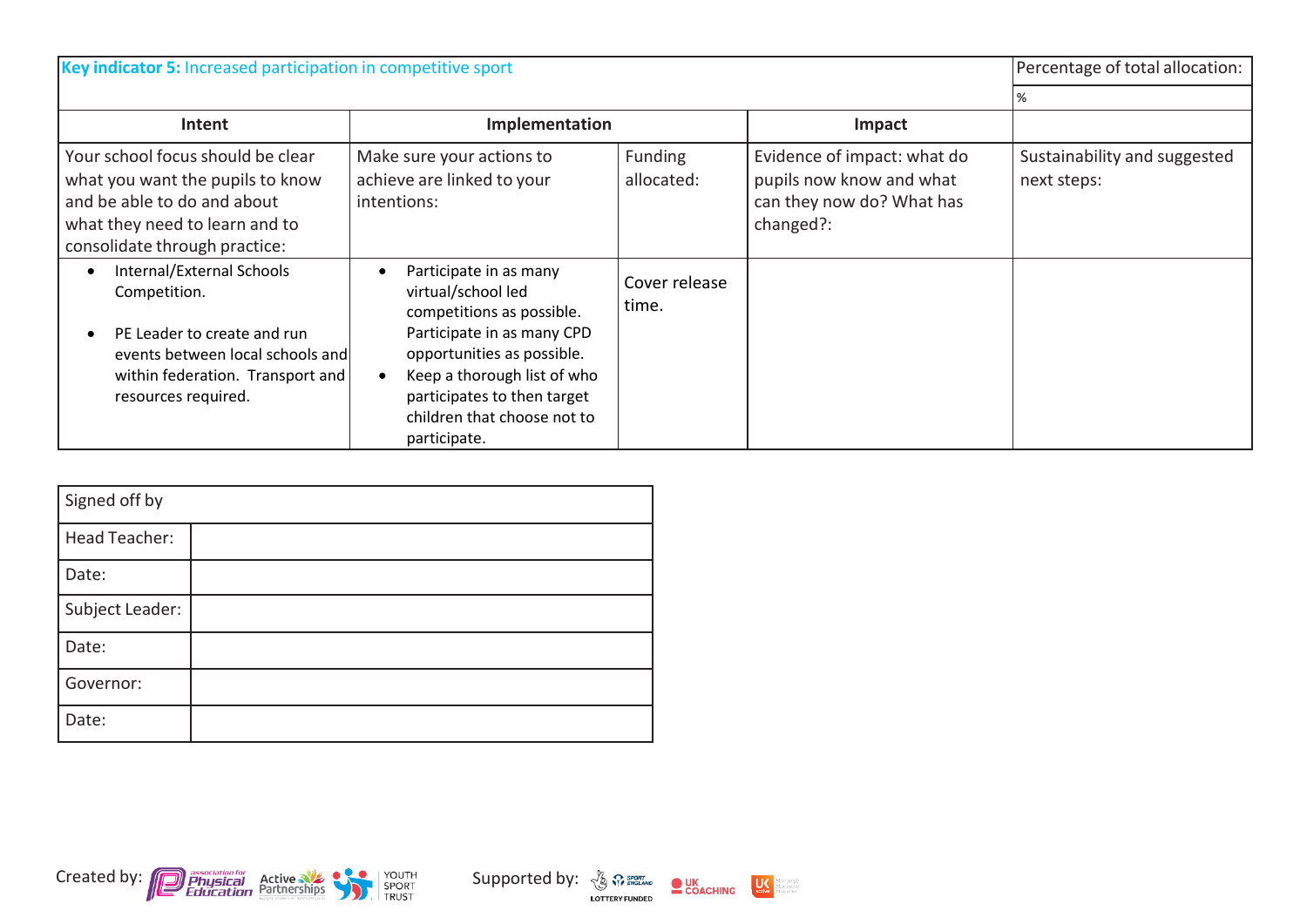| Key indicator 5: Increased participation in competitive sport | | | | Percentage of total allocation: |
|---|---|---|---|---|
| | | | | % |
| Intent | Implementation | | Impact | |
| Your school focus should be clear what you want the pupils to know and be able to do and about what they need to learn and to consolidate through practice: | Make sure your actions to achieve are linked to your intentions: | Funding allocated: | Evidence of impact: what do pupils now know and what can they now do? What has changed?: | Sustainability and suggested next steps: |
| • Internal/External Schools Competition.<br><br>• PE Leader to create and run events between local schools and within federation. Transport and resources required. | • Participate in as many virtual/school led competitions as possible. Participate in as many CPD opportunities as possible.<br>• Keep a thorough list of who participates to then target children that choose not to participate. | Cover release time. | | |

| Signed off by | |
|---|---|
| Head Teacher: | |
| Date: | |
| Subject Leader: | |
| Date: | |
| Governor: | |
| Date: | |

Created by: association for Physical Education, Active Partnerships, Youth Sport Trust

Supported by: Sport England, Lottery Funded, UK Coaching, UK Active